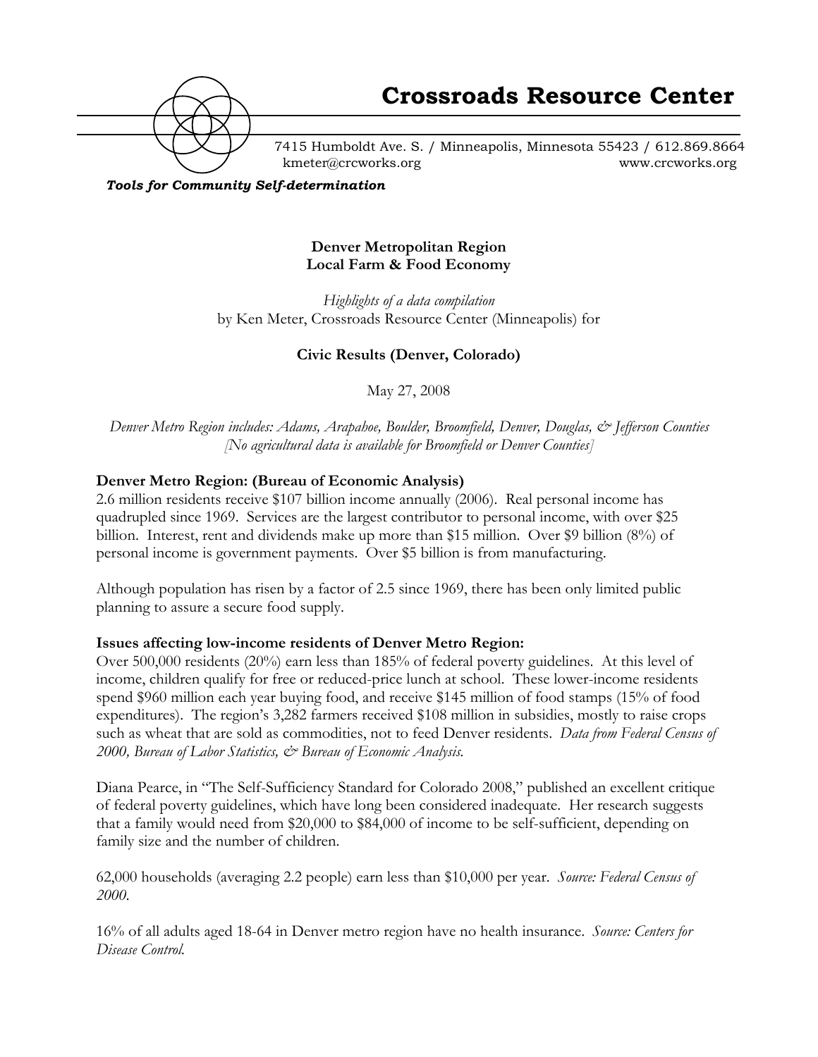# Crossroads Resource Center

7415 Humboldt Ave. S. / Minneapolis, Minnesota 55423 / 612.869.8664
kmeter@crcworks.org www.crcworks.org

***Tools for Community Self-determination***

**Denver Metropolitan Region**
**Local Farm & Food Economy**

*Highlights of a data compilation*
by Ken Meter, Crossroads Resource Center (Minneapolis) for

**Civic Results (Denver, Colorado)**

May 27, 2008

*Denver Metro Region includes: Adams, Arapahoe, Boulder, Broomfield, Denver, Douglas, & Jefferson Counties*
*[No agricultural data is available for Broomfield or Denver Counties]*

**Denver Metro Region: (Bureau of Economic Analysis)**

2.6 million residents receive $107 billion income annually (2006). Real personal income has quadrupled since 1969. Services are the largest contributor to personal income, with over $25 billion. Interest, rent and dividends make up more than $15 million. Over $9 billion (8%) of personal income is government payments. Over $5 billion is from manufacturing.

Although population has risen by a factor of 2.5 since 1969, there has been only limited public planning to assure a secure food supply.

**Issues affecting low-income residents of Denver Metro Region:**

Over 500,000 residents (20%) earn less than 185% of federal poverty guidelines. At this level of income, children qualify for free or reduced-price lunch at school. These lower-income residents spend $960 million each year buying food, and receive $145 million of food stamps (15% of food expenditures). The region's 3,282 farmers received $108 million in subsidies, mostly to raise crops such as wheat that are sold as commodities, not to feed Denver residents. *Data from Federal Census of 2000, Bureau of Labor Statistics, & Bureau of Economic Analysis.*

Diana Pearce, in "The Self-Sufficiency Standard for Colorado 2008," published an excellent critique of federal poverty guidelines, which have long been considered inadequate. Her research suggests that a family would need from $20,000 to $84,000 of income to be self-sufficient, depending on family size and the number of children.

62,000 households (averaging 2.2 people) earn less than $10,000 per year. *Source: Federal Census of 2000.*

16% of all adults aged 18-64 in Denver metro region have no health insurance. *Source: Centers for Disease Control.*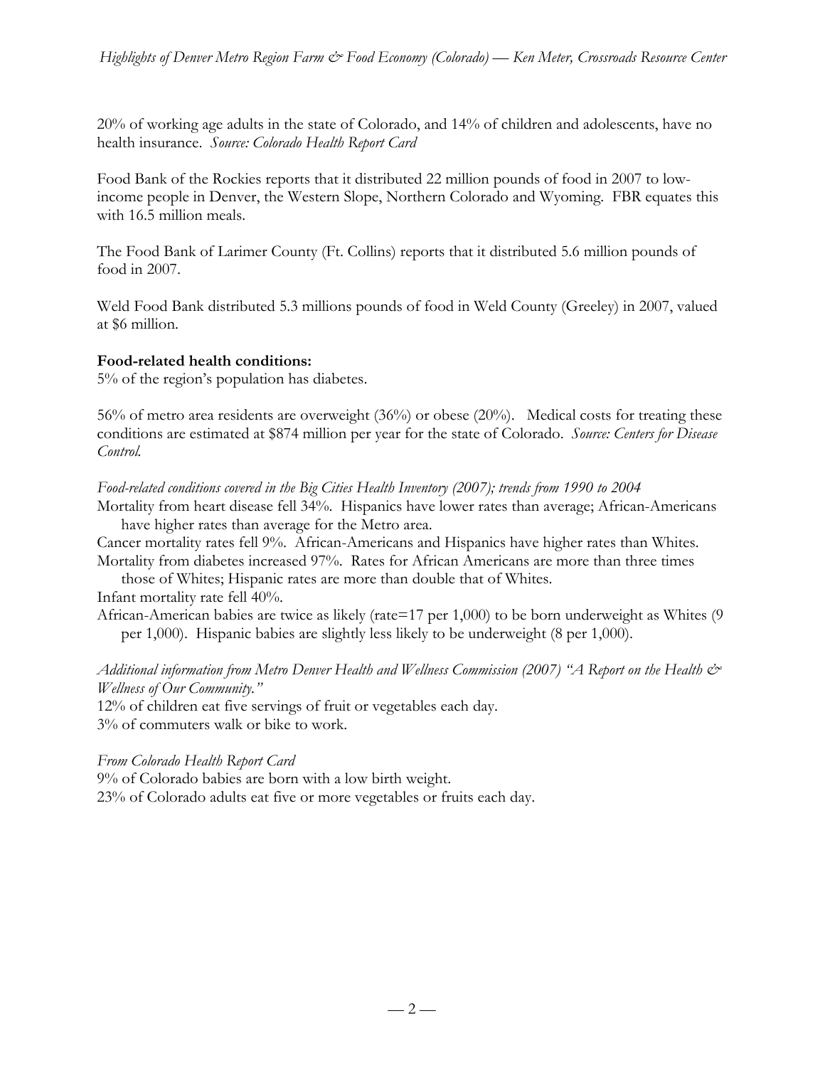20% of working age adults in the state of Colorado, and 14% of children and adolescents, have no health insurance. *Source: Colorado Health Report Card*

Food Bank of the Rockies reports that it distributed 22 million pounds of food in 2007 to low-income people in Denver, the Western Slope, Northern Colorado and Wyoming. FBR equates this with 16.5 million meals.

The Food Bank of Larimer County (Ft. Collins) reports that it distributed 5.6 million pounds of food in 2007.

Weld Food Bank distributed 5.3 millions pounds of food in Weld County (Greeley) in 2007, valued at $6 million.

**Food-related health conditions:**
5% of the region's population has diabetes.

56% of metro area residents are overweight (36%) or obese (20%). Medical costs for treating these conditions are estimated at $874 million per year for the state of Colorado. *Source: Centers for Disease Control.*

*Food-related conditions covered in the Big Cities Health Inventory (2007); trends from 1990 to 2004*

Mortality from heart disease fell 34%. Hispanics have lower rates than average; African-Americans have higher rates than average for the Metro area.

Cancer mortality rates fell 9%. African-Americans and Hispanics have higher rates than Whites.

Mortality from diabetes increased 97%. Rates for African Americans are more than three times those of Whites; Hispanic rates are more than double that of Whites.

Infant mortality rate fell 40%.

African-American babies are twice as likely (rate=17 per 1,000) to be born underweight as Whites (9 per 1,000). Hispanic babies are slightly less likely to be underweight (8 per 1,000).

*Additional information from Metro Denver Health and Wellness Commission (2007) "A Report on the Health & Wellness of Our Community."*

12% of children eat five servings of fruit or vegetables each day.

3% of commuters walk or bike to work.

*From Colorado Health Report Card*

9% of Colorado babies are born with a low birth weight.

23% of Colorado adults eat five or more vegetables or fruits each day.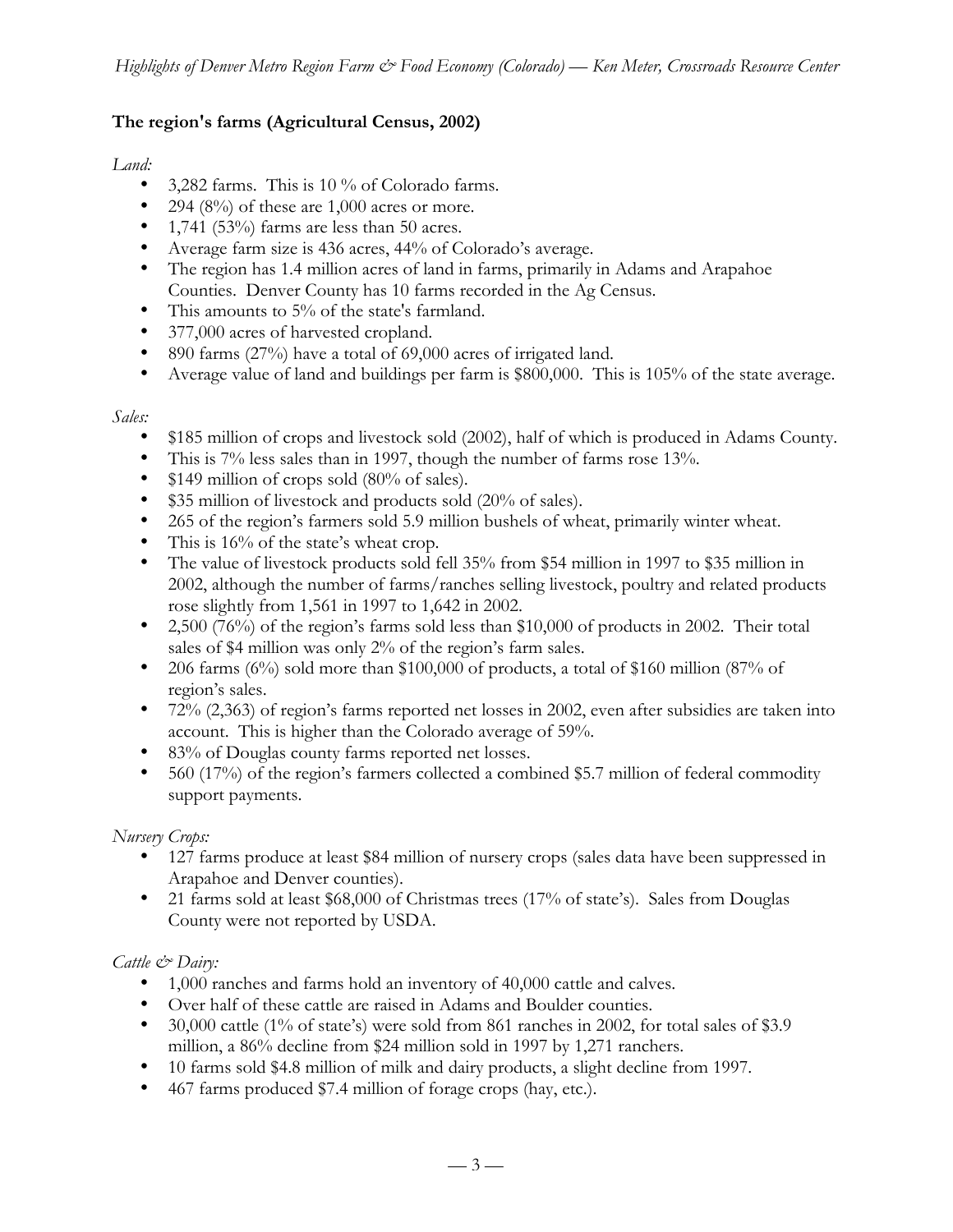## The region's farms (Agricultural Census, 2002)

*Land:*

- 3,282 farms. This is 10 % of Colorado farms.
- 294 (8%) of these are 1,000 acres or more.
- 1,741 (53%) farms are less than 50 acres.
- Average farm size is 436 acres, 44% of Colorado's average.
- The region has 1.4 million acres of land in farms, primarily in Adams and Arapahoe Counties. Denver County has 10 farms recorded in the Ag Census.
- This amounts to 5% of the state's farmland.
- 377,000 acres of harvested cropland.
- 890 farms (27%) have a total of 69,000 acres of irrigated land.
- Average value of land and buildings per farm is $800,000. This is 105% of the state average.

*Sales:*

- $185 million of crops and livestock sold (2002), half of which is produced in Adams County.
- This is 7% less sales than in 1997, though the number of farms rose 13%.
- $149 million of crops sold (80% of sales).
- $35 million of livestock and products sold (20% of sales).
- 265 of the region's farmers sold 5.9 million bushels of wheat, primarily winter wheat.
- This is 16% of the state's wheat crop.
- The value of livestock products sold fell 35% from $54 million in 1997 to $35 million in 2002, although the number of farms/ranches selling livestock, poultry and related products rose slightly from 1,561 in 1997 to 1,642 in 2002.
- 2,500 (76%) of the region's farms sold less than $10,000 of products in 2002. Their total sales of $4 million was only 2% of the region's farm sales.
- 206 farms (6%) sold more than $100,000 of products, a total of $160 million (87% of region's sales.
- 72% (2,363) of region's farms reported net losses in 2002, even after subsidies are taken into account. This is higher than the Colorado average of 59%.
- 83% of Douglas county farms reported net losses.
- 560 (17%) of the region's farmers collected a combined $5.7 million of federal commodity support payments.

*Nursery Crops:*

- 127 farms produce at least $84 million of nursery crops (sales data have been suppressed in Arapahoe and Denver counties).
- 21 farms sold at least $68,000 of Christmas trees (17% of state's). Sales from Douglas County were not reported by USDA.

*Cattle & Dairy:*

- 1,000 ranches and farms hold an inventory of 40,000 cattle and calves.
- Over half of these cattle are raised in Adams and Boulder counties.
- 30,000 cattle (1% of state's) were sold from 861 ranches in 2002, for total sales of $3.9 million, a 86% decline from $24 million sold in 1997 by 1,271 ranchers.
- 10 farms sold $4.8 million of milk and dairy products, a slight decline from 1997.
- 467 farms produced $7.4 million of forage crops (hay, etc.).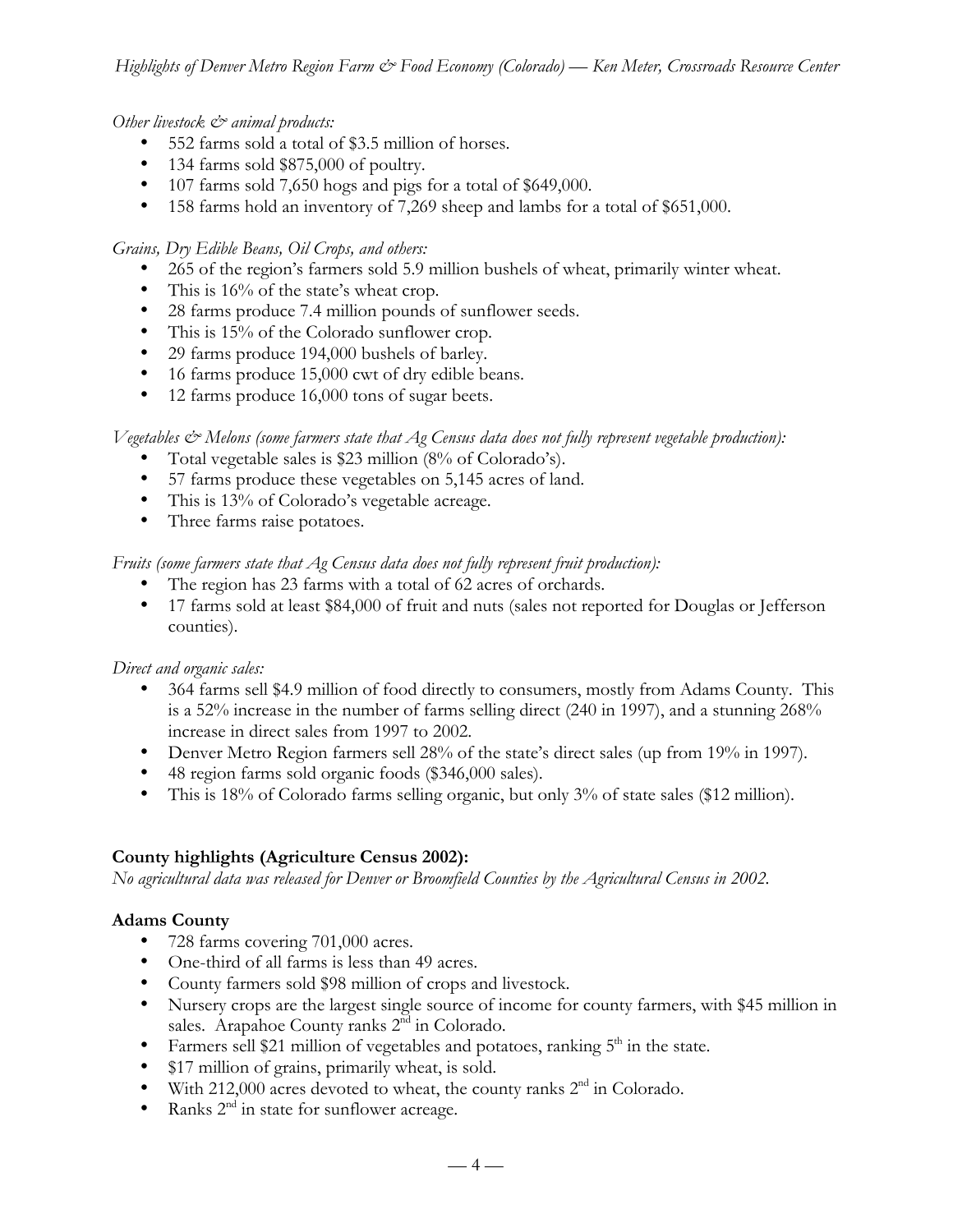*Other livestock & animal products:*

- 552 farms sold a total of \$3.5 million of horses.
- 134 farms sold \$875,000 of poultry.
- 107 farms sold 7,650 hogs and pigs for a total of \$649,000.
- 158 farms hold an inventory of 7,269 sheep and lambs for a total of \$651,000.

*Grains, Dry Edible Beans, Oil Crops, and others:*

- 265 of the region's farmers sold 5.9 million bushels of wheat, primarily winter wheat.
- This is 16% of the state's wheat crop.
- 28 farms produce 7.4 million pounds of sunflower seeds.
- This is 15% of the Colorado sunflower crop.
- 29 farms produce 194,000 bushels of barley.
- 16 farms produce 15,000 cwt of dry edible beans.
- 12 farms produce 16,000 tons of sugar beets.

*Vegetables & Melons (some farmers state that Ag Census data does not fully represent vegetable production):*

- Total vegetable sales is \$23 million (8% of Colorado's).
- 57 farms produce these vegetables on 5,145 acres of land.
- This is 13% of Colorado's vegetable acreage.
- Three farms raise potatoes.

*Fruits (some farmers state that Ag Census data does not fully represent fruit production):*

- The region has 23 farms with a total of 62 acres of orchards.
- 17 farms sold at least \$84,000 of fruit and nuts (sales not reported for Douglas or Jefferson counties).

*Direct and organic sales:*

- 364 farms sell \$4.9 million of food directly to consumers, mostly from Adams County. This is a 52% increase in the number of farms selling direct (240 in 1997), and a stunning 268% increase in direct sales from 1997 to 2002.
- Denver Metro Region farmers sell 28% of the state's direct sales (up from 19% in 1997).
- 48 region farms sold organic foods (\$346,000 sales).
- This is 18% of Colorado farms selling organic, but only 3% of state sales (\$12 million).

## County highlights (Agriculture Census 2002):

*No agricultural data was released for Denver or Broomfield Counties by the Agricultural Census in 2002.*

### Adams County

- 728 farms covering 701,000 acres.
- One-third of all farms is less than 49 acres.
- County farmers sold \$98 million of crops and livestock.
- Nursery crops are the largest single source of income for county farmers, with \$45 million in sales. Arapahoe County ranks 2nd in Colorado.
- Farmers sell \$21 million of vegetables and potatoes, ranking 5th in the state.
- \$17 million of grains, primarily wheat, is sold.
- With 212,000 acres devoted to wheat, the county ranks 2nd in Colorado.
- Ranks 2nd in state for sunflower acreage.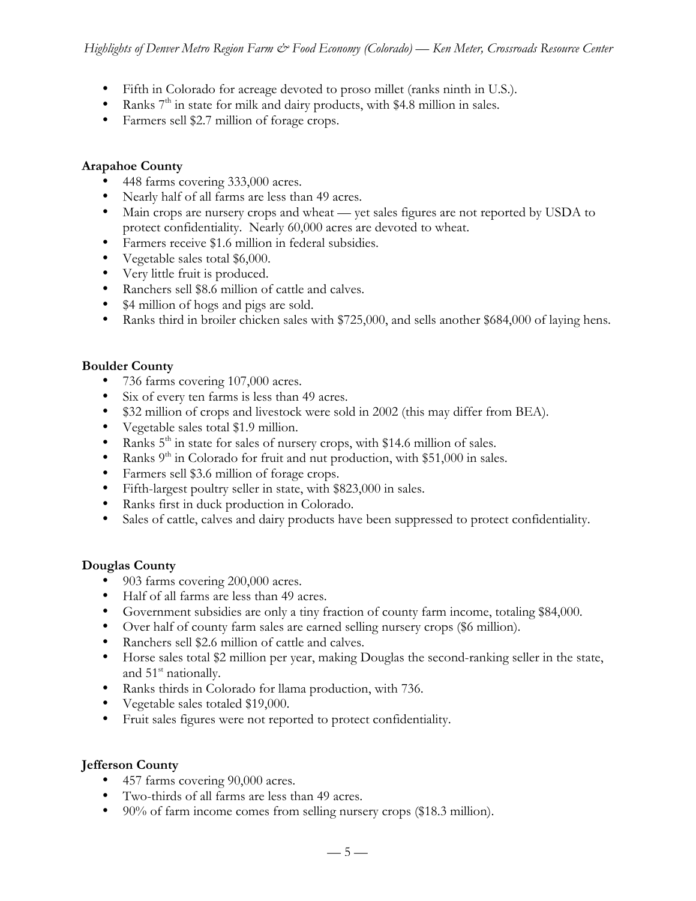- Fifth in Colorado for acreage devoted to proso millet (ranks ninth in U.S.).
- Ranks 7th in state for milk and dairy products, with $4.8 million in sales.
- Farmers sell $2.7 million of forage crops.

**Arapahoe County**

- 448 farms covering 333,000 acres.
- Nearly half of all farms are less than 49 acres.
- Main crops are nursery crops and wheat — yet sales figures are not reported by USDA to protect confidentiality. Nearly 60,000 acres are devoted to wheat.
- Farmers receive $1.6 million in federal subsidies.
- Vegetable sales total $6,000.
- Very little fruit is produced.
- Ranchers sell $8.6 million of cattle and calves.
- $4 million of hogs and pigs are sold.
- Ranks third in broiler chicken sales with $725,000, and sells another $684,000 of laying hens.

**Boulder County**

- 736 farms covering 107,000 acres.
- Six of every ten farms is less than 49 acres.
- $32 million of crops and livestock were sold in 2002 (this may differ from BEA).
- Vegetable sales total $1.9 million.
- Ranks 5th in state for sales of nursery crops, with $14.6 million of sales.
- Ranks 9th in Colorado for fruit and nut production, with $51,000 in sales.
- Farmers sell $3.6 million of forage crops.
- Fifth-largest poultry seller in state, with $823,000 in sales.
- Ranks first in duck production in Colorado.
- Sales of cattle, calves and dairy products have been suppressed to protect confidentiality.

**Douglas County**

- 903 farms covering 200,000 acres.
- Half of all farms are less than 49 acres.
- Government subsidies are only a tiny fraction of county farm income, totaling $84,000.
- Over half of county farm sales are earned selling nursery crops ($6 million).
- Ranchers sell $2.6 million of cattle and calves.
- Horse sales total $2 million per year, making Douglas the second-ranking seller in the state, and 51st nationally.
- Ranks thirds in Colorado for llama production, with 736.
- Vegetable sales totaled $19,000.
- Fruit sales figures were not reported to protect confidentiality.

**Jefferson County**

- 457 farms covering 90,000 acres.
- Two-thirds of all farms are less than 49 acres.
- 90% of farm income comes from selling nursery crops ($18.3 million).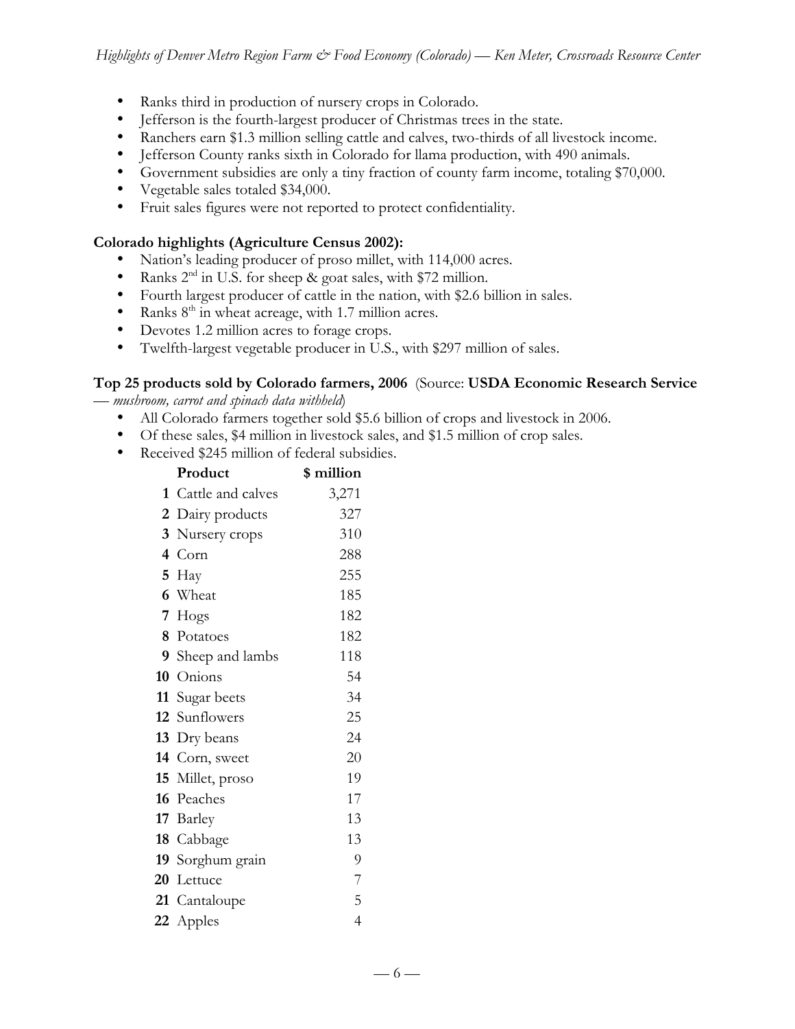- Ranks third in production of nursery crops in Colorado.
- Jefferson is the fourth-largest producer of Christmas trees in the state.
- Ranchers earn $1.3 million selling cattle and calves, two-thirds of all livestock income.
- Jefferson County ranks sixth in Colorado for llama production, with 490 animals.
- Government subsidies are only a tiny fraction of county farm income, totaling $70,000.
- Vegetable sales totaled $34,000.
- Fruit sales figures were not reported to protect confidentiality.

**Colorado highlights (Agriculture Census 2002):**

- Nation's leading producer of proso millet, with 114,000 acres.
- Ranks 2nd in U.S. for sheep & goat sales, with $72 million.
- Fourth largest producer of cattle in the nation, with $2.6 billion in sales.
- Ranks 8th in wheat acreage, with 1.7 million acres.
- Devotes 1.2 million acres to forage crops.
- Twelfth-largest vegetable producer in U.S., with $297 million of sales.

**Top 25 products sold by Colorado farmers, 2006** (Source: **USDA Economic Research Service** — *mushroom, carrot and spinach data withheld*)

- All Colorado farmers together sold $5.6 billion of crops and livestock in 2006.
- Of these sales, $4 million in livestock sales, and $1.5 million of crop sales.
- Received $245 million of federal subsidies.

| | Product | $ million |
|---|---|---|
| **1** | Cattle and calves | 3,271 |
| **2** | Dairy products | 327 |
| **3** | Nursery crops | 310 |
| **4** | Corn | 288 |
| **5** | Hay | 255 |
| **6** | Wheat | 185 |
| **7** | Hogs | 182 |
| **8** | Potatoes | 182 |
| **9** | Sheep and lambs | 118 |
| **10** | Onions | 54 |
| **11** | Sugar beets | 34 |
| **12** | Sunflowers | 25 |
| **13** | Dry beans | 24 |
| **14** | Corn, sweet | 20 |
| **15** | Millet, proso | 19 |
| **16** | Peaches | 17 |
| **17** | Barley | 13 |
| **18** | Cabbage | 13 |
| **19** | Sorghum grain | 9 |
| **20** | Lettuce | 7 |
| **21** | Cantaloupe | 5 |
| **22** | Apples | 4 |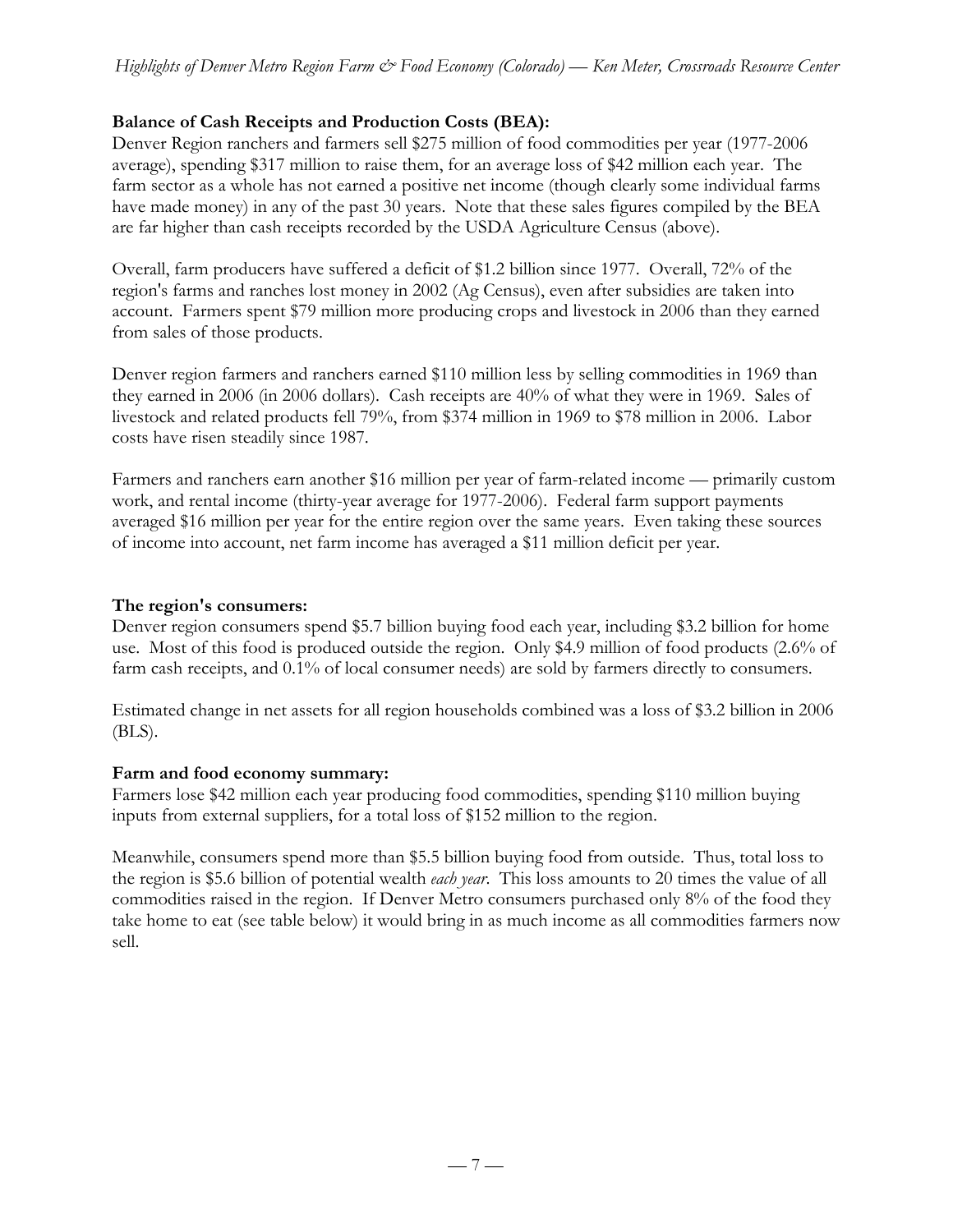**Balance of Cash Receipts and Production Costs (BEA):**
Denver Region ranchers and farmers sell $275 million of food commodities per year (1977-2006 average), spending $317 million to raise them, for an average loss of $42 million each year. The farm sector as a whole has not earned a positive net income (though clearly some individual farms have made money) in any of the past 30 years. Note that these sales figures compiled by the BEA are far higher than cash receipts recorded by the USDA Agriculture Census (above).

Overall, farm producers have suffered a deficit of $1.2 billion since 1977. Overall, 72% of the region's farms and ranches lost money in 2002 (Ag Census), even after subsidies are taken into account. Farmers spent $79 million more producing crops and livestock in 2006 than they earned from sales of those products.

Denver region farmers and ranchers earned $110 million less by selling commodities in 1969 than they earned in 2006 (in 2006 dollars). Cash receipts are 40% of what they were in 1969. Sales of livestock and related products fell 79%, from $374 million in 1969 to $78 million in 2006. Labor costs have risen steadily since 1987.

Farmers and ranchers earn another $16 million per year of farm-related income — primarily custom work, and rental income (thirty-year average for 1977-2006). Federal farm support payments averaged $16 million per year for the entire region over the same years. Even taking these sources of income into account, net farm income has averaged a $11 million deficit per year.

**The region's consumers:**
Denver region consumers spend $5.7 billion buying food each year, including $3.2 billion for home use. Most of this food is produced outside the region. Only $4.9 million of food products (2.6% of farm cash receipts, and 0.1% of local consumer needs) are sold by farmers directly to consumers.

Estimated change in net assets for all region households combined was a loss of $3.2 billion in 2006 (BLS).

**Farm and food economy summary:**
Farmers lose $42 million each year producing food commodities, spending $110 million buying inputs from external suppliers, for a total loss of $152 million to the region.

Meanwhile, consumers spend more than $5.5 billion buying food from outside. Thus, total loss to the region is $5.6 billion of potential wealth *each year*. This loss amounts to 20 times the value of all commodities raised in the region. If Denver Metro consumers purchased only 8% of the food they take home to eat (see table below) it would bring in as much income as all commodities farmers now sell.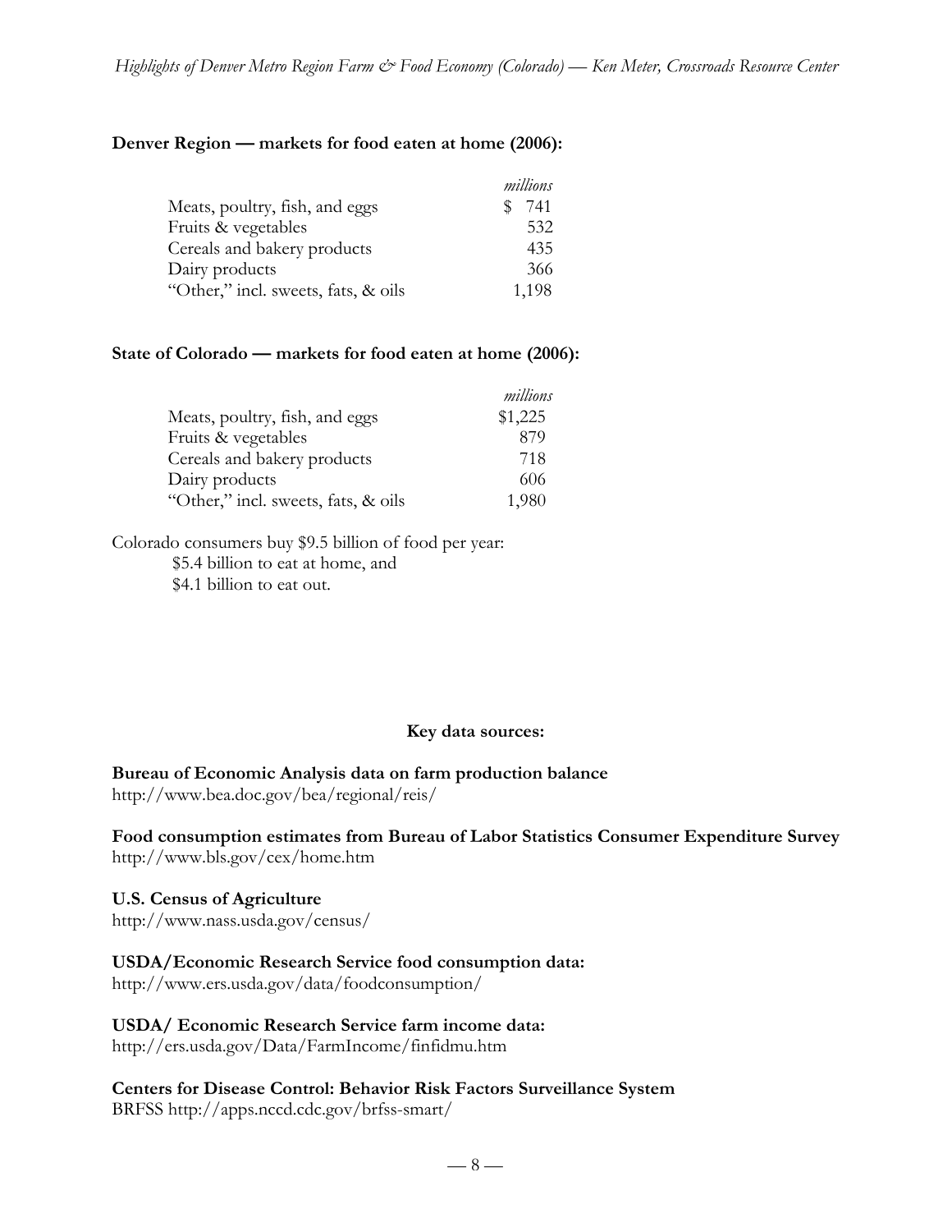**Denver Region — markets for food eaten at home (2006):**

| | *millions* |
|---|---|
| Meats, poultry, fish, and eggs | $ 741 |
| Fruits & vegetables | 532 |
| Cereals and bakery products | 435 |
| Dairy products | 366 |
| "Other," incl. sweets, fats, & oils | 1,198 |

**State of Colorado — markets for food eaten at home (2006):**

| | *millions* |
|---|---|
| Meats, poultry, fish, and eggs | $1,225 |
| Fruits & vegetables | 879 |
| Cereals and bakery products | 718 |
| Dairy products | 606 |
| "Other," incl. sweets, fats, & oils | 1,980 |

Colorado consumers buy $9.5 billion of food per year:
$5.4 billion to eat at home, and
$4.1 billion to eat out.

**Key data sources:**

**Bureau of Economic Analysis data on farm production balance**
http://www.bea.doc.gov/bea/regional/reis/

**Food consumption estimates from Bureau of Labor Statistics Consumer Expenditure Survey**
http://www.bls.gov/cex/home.htm

**U.S. Census of Agriculture**
http://www.nass.usda.gov/census/

**USDA/Economic Research Service food consumption data:**
http://www.ers.usda.gov/data/foodconsumption/

**USDA/ Economic Research Service farm income data:**
http://ers.usda.gov/Data/FarmIncome/finfidmu.htm

**Centers for Disease Control: Behavior Risk Factors Surveillance System**
BRFSS http://apps.nccd.cdc.gov/brfss-smart/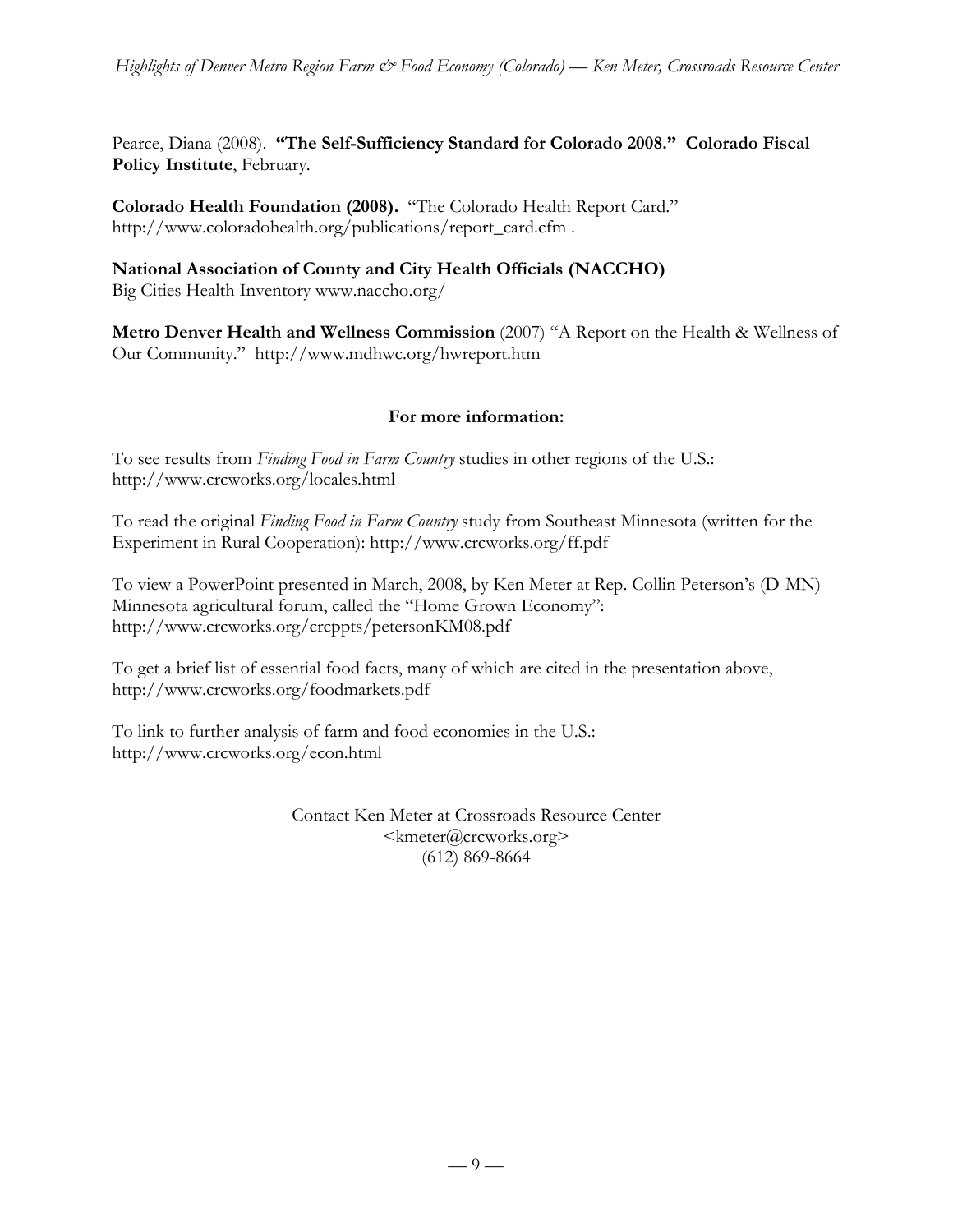Pearce, Diana (2008). **"The Self-Sufficiency Standard for Colorado 2008." Colorado Fiscal Policy Institute**, February.

**Colorado Health Foundation (2008).** "The Colorado Health Report Card." http://www.coloradohealth.org/publications/report_card.cfm .

**National Association of County and City Health Officials (NACCHO)**
Big Cities Health Inventory www.naccho.org/

**Metro Denver Health and Wellness Commission** (2007) "A Report on the Health & Wellness of Our Community." http://www.mdhwc.org/hwreport.htm

**For more information:**

To see results from *Finding Food in Farm Country* studies in other regions of the U.S.: http://www.crcworks.org/locales.html

To read the original *Finding Food in Farm Country* study from Southeast Minnesota (written for the Experiment in Rural Cooperation): http://www.crcworks.org/ff.pdf

To view a PowerPoint presented in March, 2008, by Ken Meter at Rep. Collin Peterson's (D-MN) Minnesota agricultural forum, called the "Home Grown Economy": http://www.crcworks.org/crcppts/petersonKM08.pdf

To get a brief list of essential food facts, many of which are cited in the presentation above, http://www.crcworks.org/foodmarkets.pdf

To link to further analysis of farm and food economies in the U.S.: http://www.crcworks.org/econ.html

Contact Ken Meter at Crossroads Resource Center
<kmeter@crcworks.org>
(612) 869-8664